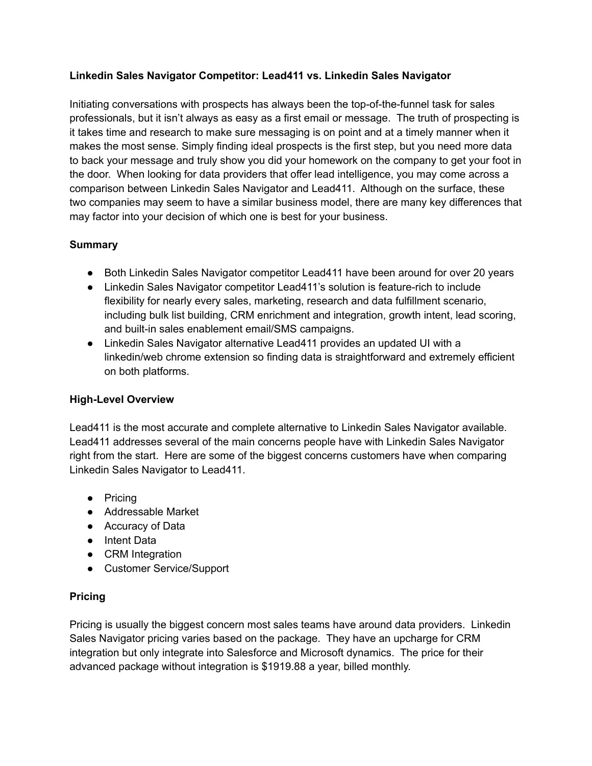**Linkedin Sales Navigator Competitor: Lead411 vs. Linkedin Sales Navigator**

Initiating conversations with prospects has always been the top-of-the-funnel task for sales professionals, but it isn't always as easy as a first email or message. The truth of prospecting is it takes time and research to make sure messaging is on point and at a timely manner when it makes the most sense. Simply finding ideal prospects is the first step, but you need more data to back your message and truly show you did your homework on the company to get your foot in the door. When looking for data providers that offer lead intelligence, you may come across a comparison between Linkedin Sales Navigator and Lead411. Although on the surface, these two companies may seem to have a similar business model, there are many key differences that may factor into your decision of which one is best for your business.

**Summary**

- Both Linkedin Sales Navigator competitor Lead411 have been around for over 20 years
- Linkedin Sales Navigator competitor Lead411's solution is feature-rich to include flexibility for nearly every sales, marketing, research and data fulfillment scenario, including bulk list building, CRM enrichment and integration, growth intent, lead scoring, and built-in sales enablement email/SMS campaigns.
- Linkedin Sales Navigator alternative Lead411 provides an updated UI with a linkedin/web chrome extension so finding data is straightforward and extremely efficient on both platforms.

**High-Level Overview**

Lead411 is the most accurate and complete alternative to Linkedin Sales Navigator available. Lead411 addresses several of the main concerns people have with Linkedin Sales Navigator right from the start. Here are some of the biggest concerns customers have when comparing Linkedin Sales Navigator to Lead411.

- Pricing
- Addressable Market
- Accuracy of Data
- Intent Data
- CRM Integration
- Customer Service/Support

**Pricing**

Pricing is usually the biggest concern most sales teams have around data providers. Linkedin Sales Navigator pricing varies based on the package. They have an upcharge for CRM integration but only integrate into Salesforce and Microsoft dynamics. The price for their advanced package without integration is $1919.88 a year, billed monthly.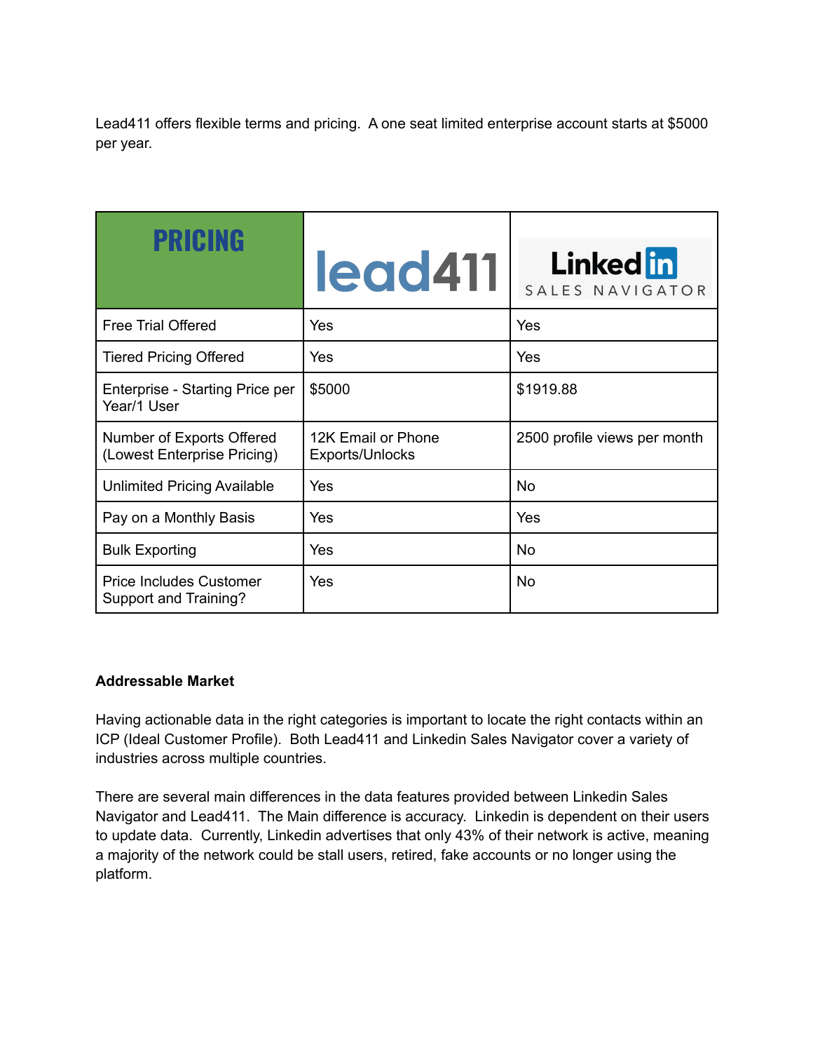Lead411 offers flexible terms and pricing. A one seat limited enterprise account starts at $5000 per year.

| PRICING | lead411 | LinkedIn SALES NAVIGATOR |
| --- | --- | --- |
| Free Trial Offered | Yes | Yes |
| Tiered Pricing Offered | Yes | Yes |
| Enterprise - Starting Price per Year/1 User | $5000 | $1919.88 |
| Number of Exports Offered (Lowest Enterprise Pricing) | 12K Email or Phone Exports/Unlocks | 2500 profile views per month |
| Unlimited Pricing Available | Yes | No |
| Pay on a Monthly Basis | Yes | Yes |
| Bulk Exporting | Yes | No |
| Price Includes Customer Support and Training? | Yes | No |

**Addressable Market**

Having actionable data in the right categories is important to locate the right contacts within an ICP (Ideal Customer Profile). Both Lead411 and Linkedin Sales Navigator cover a variety of industries across multiple countries.

There are several main differences in the data features provided between Linkedin Sales Navigator and Lead411. The Main difference is accuracy. Linkedin is dependent on their users to update data. Currently, Linkedin advertises that only 43% of their network is active, meaning a majority of the network could be stall users, retired, fake accounts or no longer using the platform.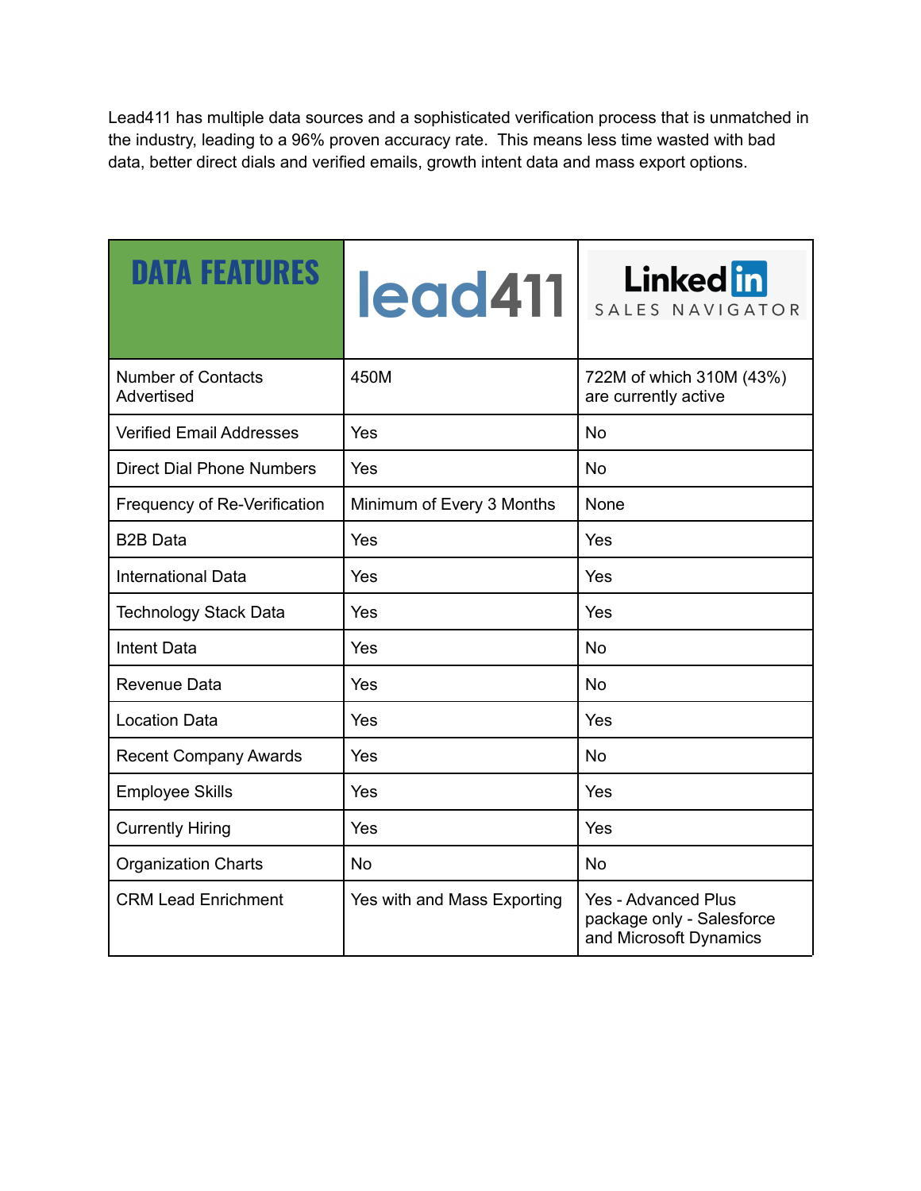Lead411 has multiple data sources and a sophisticated verification process that is unmatched in the industry, leading to a 96% proven accuracy rate.  This means less time wasted with bad data, better direct dials and verified emails, growth intent data and mass export options.

| DATA FEATURES | lead411 | LinkedIn SALES NAVIGATOR |
|---|---|---|
| Number of Contacts Advertised | 450M | 722M of which 310M (43%) are currently active |
| Verified Email Addresses | Yes | No |
| Direct Dial Phone Numbers | Yes | No |
| Frequency of Re-Verification | Minimum of Every 3 Months | None |
| B2B Data | Yes | Yes |
| International Data | Yes | Yes |
| Technology Stack Data | Yes | Yes |
| Intent Data | Yes | No |
| Revenue Data | Yes | No |
| Location Data | Yes | Yes |
| Recent Company Awards | Yes | No |
| Employee Skills | Yes | Yes |
| Currently Hiring | Yes | Yes |
| Organization Charts | No | No |
| CRM Lead Enrichment | Yes with and Mass Exporting | Yes - Advanced Plus package only - Salesforce and Microsoft Dynamics |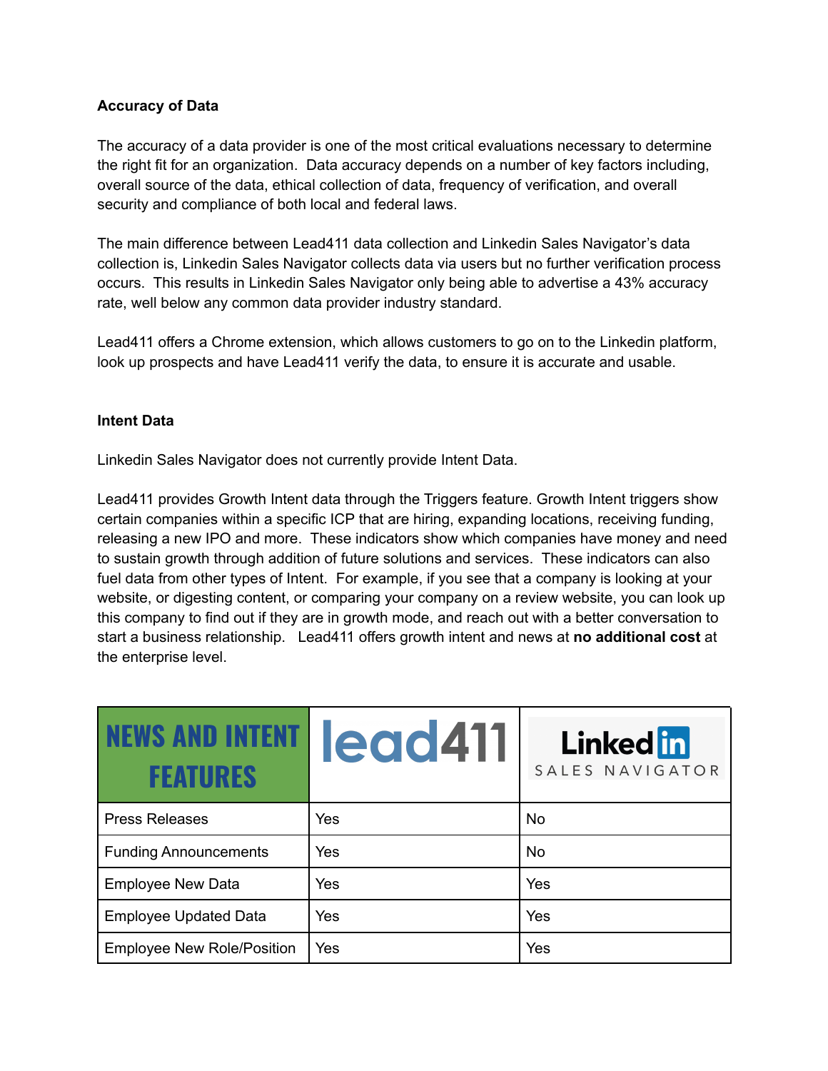**Accuracy of Data**

The accuracy of a data provider is one of the most critical evaluations necessary to determine the right fit for an organization. Data accuracy depends on a number of key factors including, overall source of the data, ethical collection of data, frequency of verification, and overall security and compliance of both local and federal laws.

The main difference between Lead411 data collection and Linkedin Sales Navigator's data collection is, Linkedin Sales Navigator collects data via users but no further verification process occurs. This results in Linkedin Sales Navigator only being able to advertise a 43% accuracy rate, well below any common data provider industry standard.

Lead411 offers a Chrome extension, which allows customers to go on to the Linkedin platform, look up prospects and have Lead411 verify the data, to ensure it is accurate and usable.

**Intent Data**

Linkedin Sales Navigator does not currently provide Intent Data.

Lead411 provides Growth Intent data through the Triggers feature. Growth Intent triggers show certain companies within a specific ICP that are hiring, expanding locations, receiving funding, releasing a new IPO and more. These indicators show which companies have money and need to sustain growth through addition of future solutions and services. These indicators can also fuel data from other types of Intent. For example, if you see that a company is looking at your website, or digesting content, or comparing your company on a review website, you can look up this company to find out if they are in growth mode, and reach out with a better conversation to start a business relationship. Lead411 offers growth intent and news at **no additional cost** at the enterprise level.

| NEWS AND INTENT FEATURES | lead411 | LinkedIn SALES NAVIGATOR |
| --- | --- | --- |
| Press Releases | Yes | No |
| Funding Announcements | Yes | No |
| Employee New Data | Yes | Yes |
| Employee Updated Data | Yes | Yes |
| Employee New Role/Position | Yes | Yes |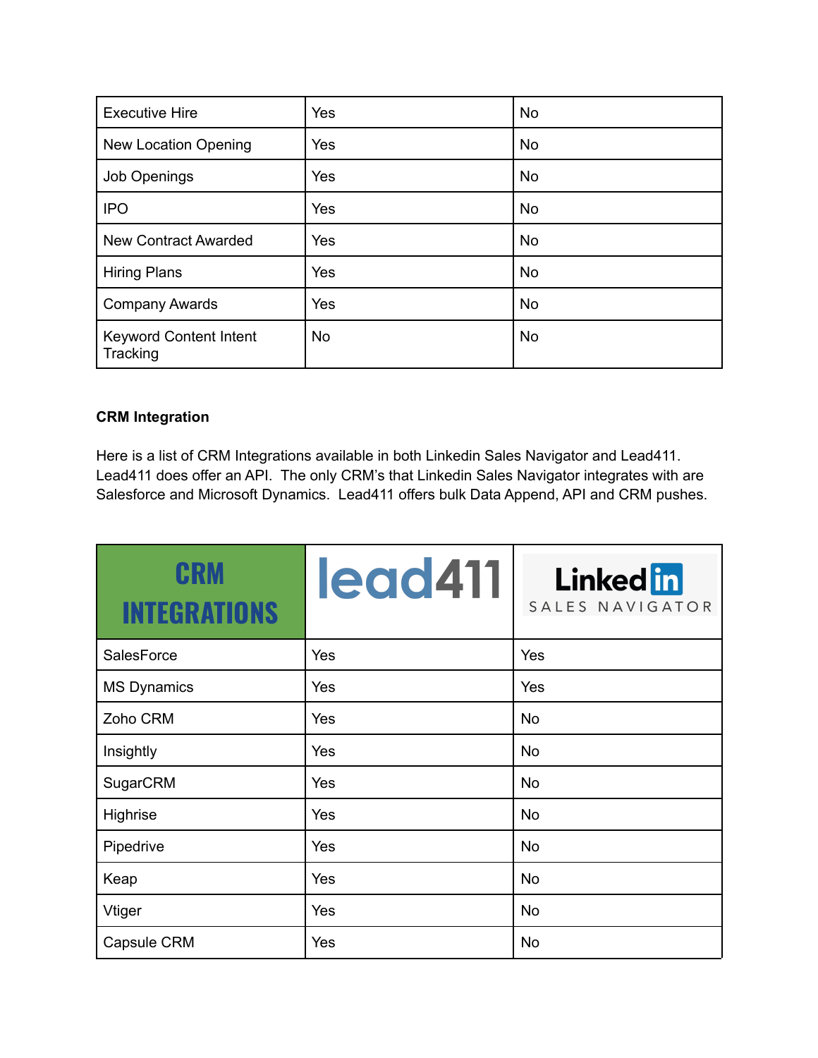| Executive Hire | Yes | No |
| --- | --- | --- |
| New Location Opening | Yes | No |
| Job Openings | Yes | No |
| IPO | Yes | No |
| New Contract Awarded | Yes | No |
| Hiring Plans | Yes | No |
| Company Awards | Yes | No |
| Keyword Content Intent Tracking | No | No |

**CRM Integration**

Here is a list of CRM Integrations available in both Linkedin Sales Navigator and Lead411. Lead411 does offer an API. The only CRM's that Linkedin Sales Navigator integrates with are Salesforce and Microsoft Dynamics. Lead411 offers bulk Data Append, API and CRM pushes.

| CRM INTEGRATIONS | lead411 | LinkedIn SALES NAVIGATOR |
| --- | --- | --- |
| SalesForce | Yes | Yes |
| MS Dynamics | Yes | Yes |
| Zoho CRM | Yes | No |
| Insightly | Yes | No |
| SugarCRM | Yes | No |
| Highrise | Yes | No |
| Pipedrive | Yes | No |
| Keap | Yes | No |
| Vtiger | Yes | No |
| Capsule CRM | Yes | No |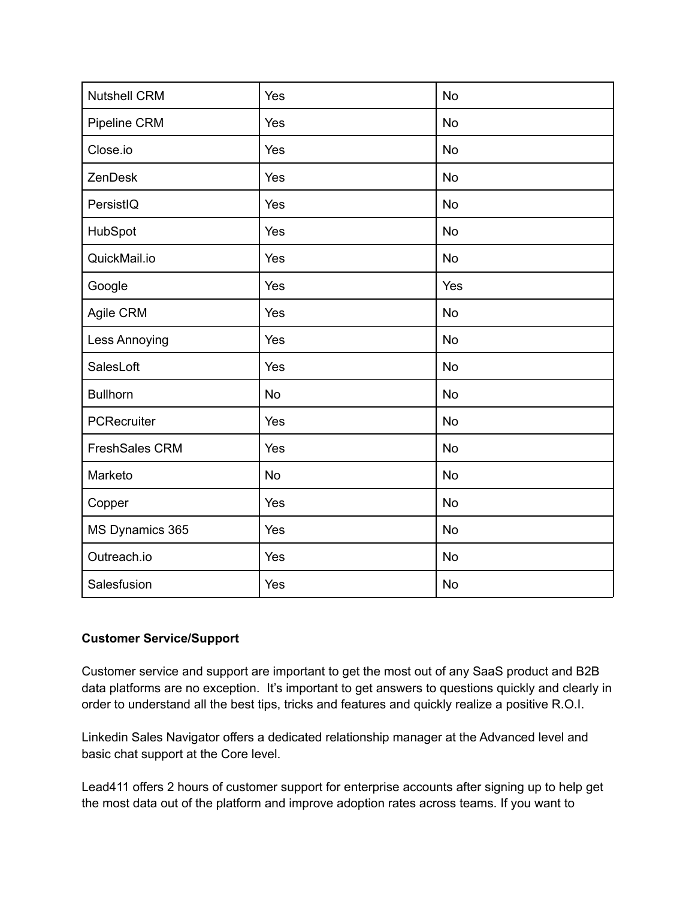| | | |
|---|---|---|
| Nutshell CRM | Yes | No |
| Pipeline CRM | Yes | No |
| Close.io | Yes | No |
| ZenDesk | Yes | No |
| PersistIQ | Yes | No |
| HubSpot | Yes | No |
| QuickMail.io | Yes | No |
| Google | Yes | Yes |
| Agile CRM | Yes | No |
| Less Annoying | Yes | No |
| SalesLoft | Yes | No |
| Bullhorn | No | No |
| PCRecruiter | Yes | No |
| FreshSales CRM | Yes | No |
| Marketo | No | No |
| Copper | Yes | No |
| MS Dynamics 365 | Yes | No |
| Outreach.io | Yes | No |
| Salesfusion | Yes | No |

**Customer Service/Support**

Customer service and support are important to get the most out of any SaaS product and B2B data platforms are no exception. It's important to get answers to questions quickly and clearly in order to understand all the best tips, tricks and features and quickly realize a positive R.O.I.

Linkedin Sales Navigator offers a dedicated relationship manager at the Advanced level and basic chat support at the Core level.

Lead411 offers 2 hours of customer support for enterprise accounts after signing up to help get the most data out of the platform and improve adoption rates across teams. If you want to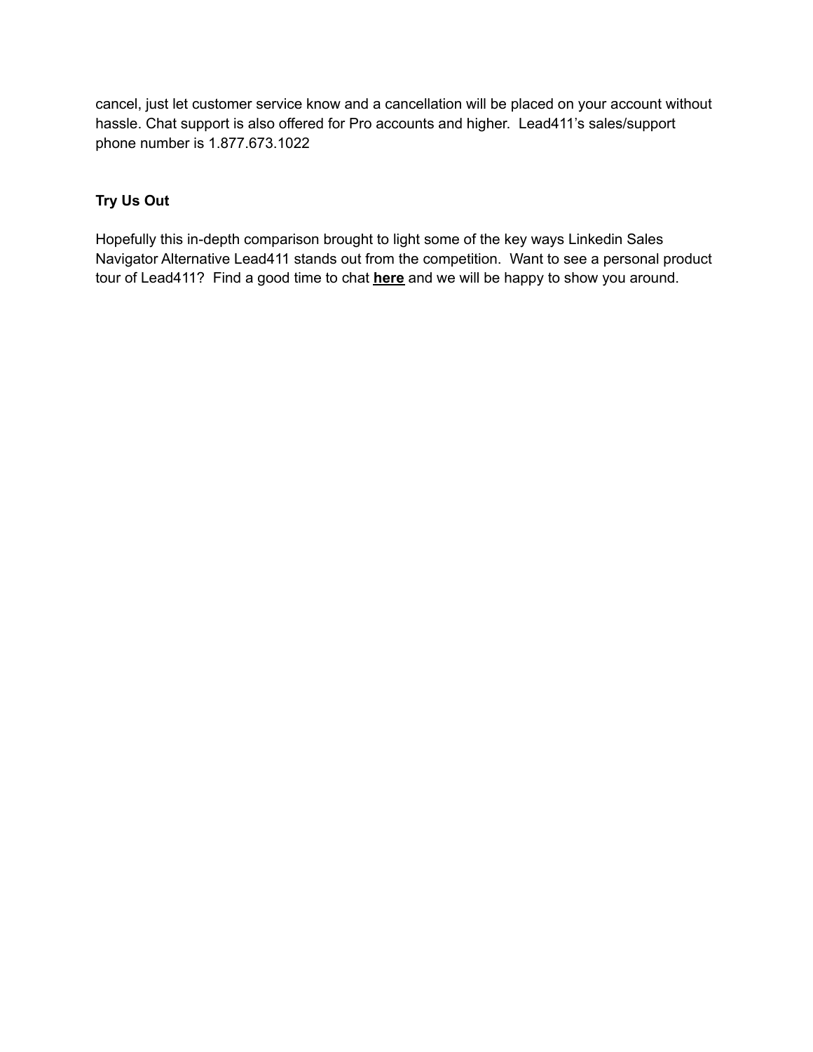cancel, just let customer service know and a cancellation will be placed on your account without hassle. Chat support is also offered for Pro accounts and higher.  Lead411's sales/support phone number is 1.877.673.1022

**Try Us Out**

Hopefully this in-depth comparison brought to light some of the key ways Linkedin Sales Navigator Alternative Lead411 stands out from the competition.  Want to see a personal product tour of Lead411?  Find a good time to chat **here** and we will be happy to show you around.